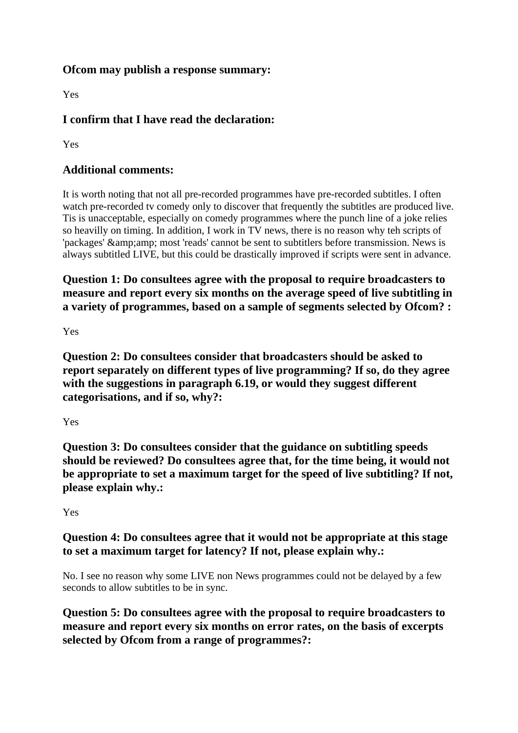### Ofcom may publish a response summary:

Yes

### I confirm that I have read the declaration:

Yes

### Additional comments:

It is worth noting that not all pre-recorded programmes have pre-recorded subtitles. I often watch pre-recorded tv comedy only to discover that frequently the subtitles are produced live. Tis is unacceptable, especially on comedy programmes where the punch line of a joke relies so heavilly on timing. In addition, I work in TV news, there is no reason why teh scripts of 'packages' &amp;amp; most 'reads' cannot be sent to subtitlers before transmission. News is always subtitled LIVE, but this could be drastically improved if scripts were sent in advance.

### Question 1: Do consultees agree with the proposal to require broadcasters to measure and report every six months on the average speed of live subtitling in a variety of programmes, based on a sample of segments selected by Ofcom? :

Yes

### Question 2: Do consultees consider that broadcasters should be asked to report separately on different types of live programming? If so, do they agree with the suggestions in paragraph 6.19, or would they suggest different categorisations, and if so, why?:

Yes

### Question 3: Do consultees consider that the guidance on subtitling speeds should be reviewed? Do consultees agree that, for the time being, it would not be appropriate to set a maximum target for the speed of live subtitling? If not, please explain why.:

Yes

### Question 4: Do consultees agree that it would not be appropriate at this stage to set a maximum target for latency? If not, please explain why.:

No. I see no reason why some LIVE non News programmes could not be delayed by a few seconds to allow subtitles to be in sync.

### Question 5: Do consultees agree with the proposal to require broadcasters to measure and report every six months on error rates, on the basis of excerpts selected by Ofcom from a range of programmes?: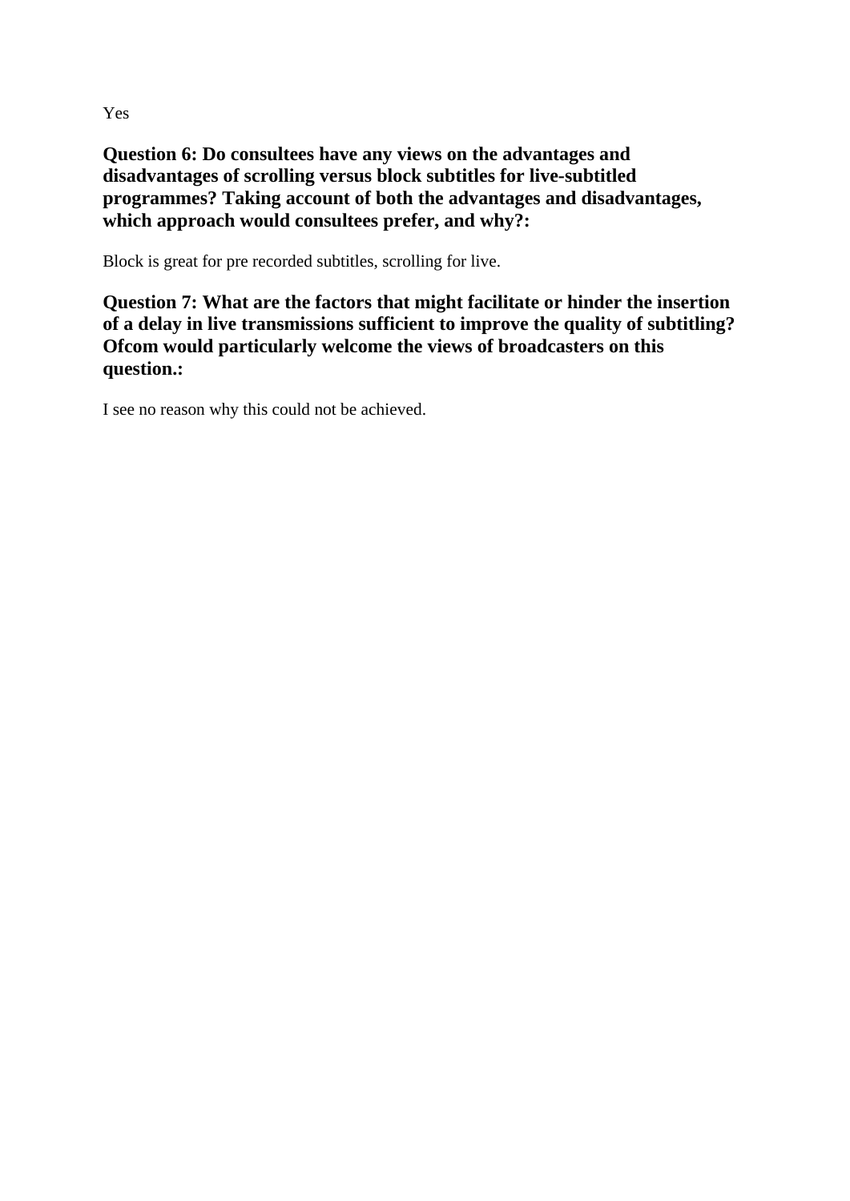Yes

**Question 6: Do consultees have any views on the advantages and disadvantages of scrolling versus block subtitles for live-subtitled programmes? Taking account of both the advantages and disadvantages, which approach would consultees prefer, and why?:**

Block is great for pre recorded subtitles, scrolling for live.

**Question 7: What are the factors that might facilitate or hinder the insertion of a delay in live transmissions sufficient to improve the quality of subtitling? Ofcom would particularly welcome the views of broadcasters on this question.:**

I see no reason why this could not be achieved.